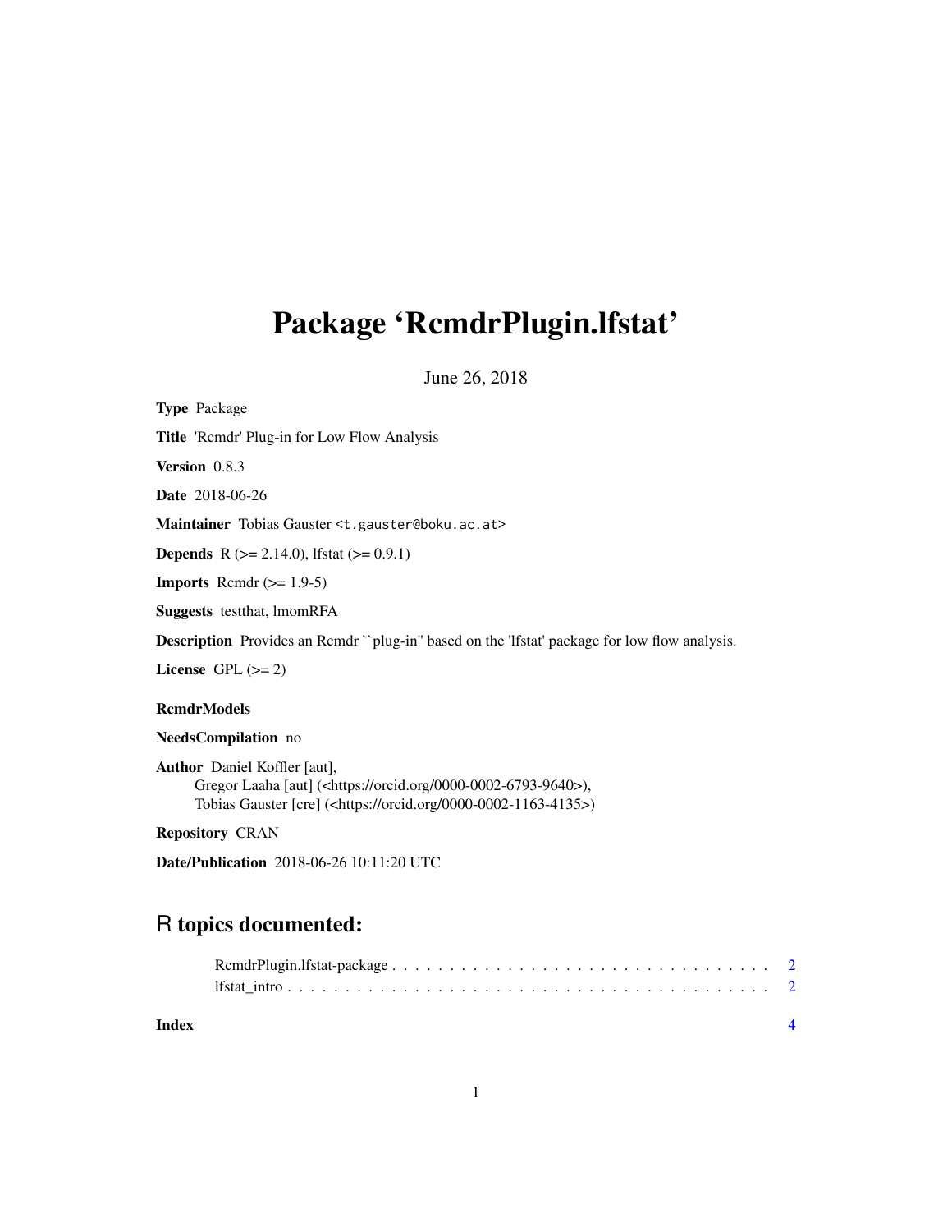# Package 'RcmdrPlugin.lfstat'

June 26, 2018

**Type** Package

**Title** 'Rcmdr' Plug-in for Low Flow Analysis

**Version** 0.8.3

**Date** 2018-06-26

**Maintainer** Tobias Gauster <t.gauster@boku.ac.at>

**Depends** R (>= 2.14.0), lfstat (>= 0.9.1)

**Imports** Rcmdr (>= 1.9-5)

**Suggests** testthat, lmomRFA

**Description** Provides an Rcmdr ``plug-in'' based on the 'lfstat' package for low flow analysis.

**License** GPL (>= 2)

**RcmdrModels**

**NeedsCompilation** no

**Author** Daniel Koffler [aut],
Gregor Laaha [aut] (<https://orcid.org/0000-0002-6793-9640>),
Tobias Gauster [cre] (<https://orcid.org/0000-0002-1163-4135>)

**Repository** CRAN

**Date/Publication** 2018-06-26 10:11:20 UTC

## R topics documented:

- RcmdrPlugin.lfstat-package . . . . . . . . . . . . . . . . . . . . . . . . . . . . . . . . 2
- lfstat_intro . . . . . . . . . . . . . . . . . . . . . . . . . . . . . . . . . . . . . . . . 2

**Index** 4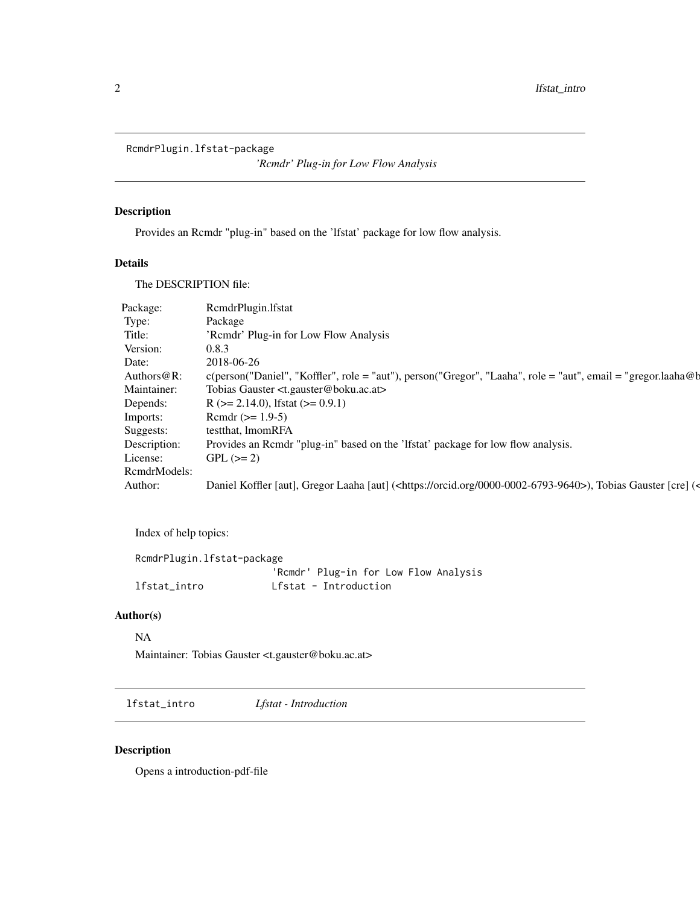RcmdrPlugin.lfstat-package    *'Rcmdr' Plug-in for Low Flow Analysis*

## Description

Provides an Rcmdr "plug-in" based on the 'lfstat' package for low flow analysis.

## Details

The DESCRIPTION file:

| | |
|---|---|
| Package: | RcmdrPlugin.lfstat |
| Type: | Package |
| Title: | 'Rcmdr' Plug-in for Low Flow Analysis |
| Version: | 0.8.3 |
| Date: | 2018-06-26 |
| Authors@R: | c(person("Daniel", "Koffler", role = "aut"), person("Gregor", "Laaha", role = "aut", email = "gregor.laaha@b |
| Maintainer: | Tobias Gauster <t.gauster@boku.ac.at> |
| Depends: | R (>= 2.14.0), lfstat (>= 0.9.1) |
| Imports: | Rcmdr (>= 1.9-5) |
| Suggests: | testthat, lmomRFA |
| Description: | Provides an Rcmdr "plug-in" based on the 'lfstat' package for low flow analysis. |
| License: | GPL (>= 2) |
| RcmdrModels: | |
| Author: | Daniel Koffler [aut], Gregor Laaha [aut] (<https://orcid.org/0000-0002-6793-9640>), Tobias Gauster [cre] (< |

Index of help topics:

```
RcmdrPlugin.lfstat-package
                        'Rcmdr' Plug-in for Low Flow Analysis
lfstat_intro            Lfstat - Introduction
```

## Author(s)

NA

Maintainer: Tobias Gauster <t.gauster@boku.ac.at>

---

lfstat_intro    *Lfstat - Introduction*

## Description

Opens a introduction-pdf-file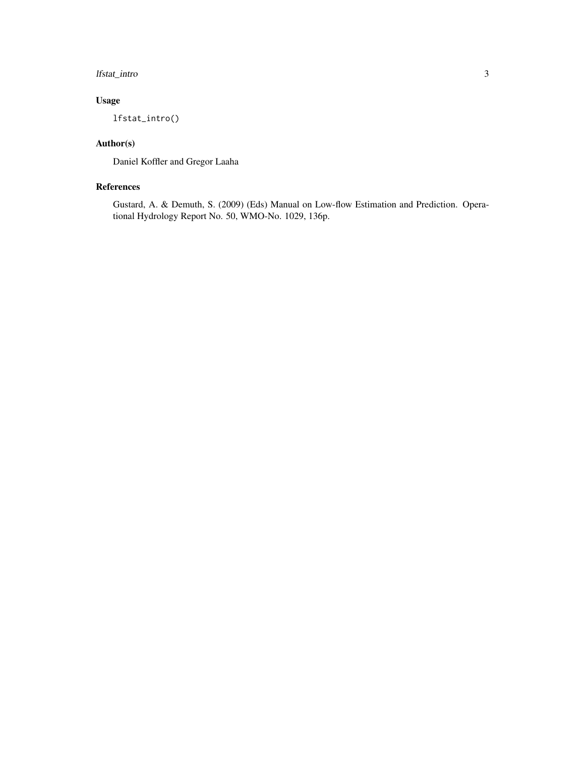## Usage

```
lfstat_intro()
```

## Author(s)

Daniel Koffler and Gregor Laaha

## References

Gustard, A. & Demuth, S. (2009) (Eds) Manual on Low-flow Estimation and Prediction. Operational Hydrology Report No. 50, WMO-No. 1029, 136p.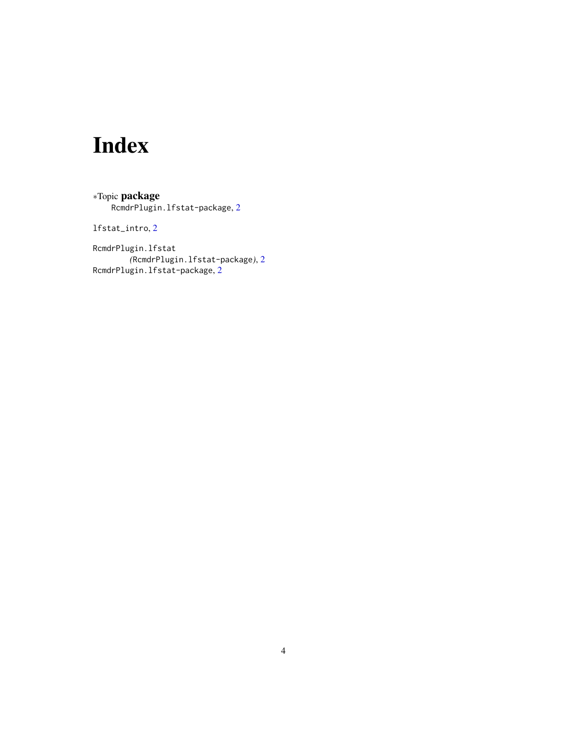# Index

*Topic **package**
    RcmdrPlugin.lfstat-package, 2

lfstat_intro, 2

RcmdrPlugin.lfstat
        (RcmdrPlugin.lfstat-package), 2
RcmdrPlugin.lfstat-package, 2